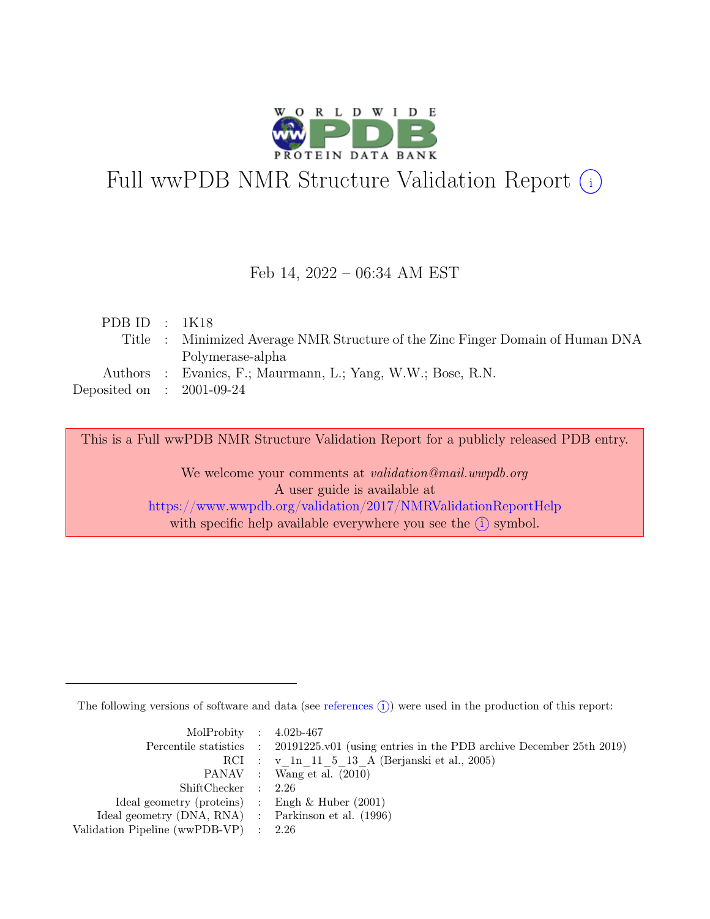# Full wwPDB NMR Structure Validation Report (i)

Feb 14, 2022 – 06:34 AM EST

| | | |
|---|---|---|
| PDB ID | : | 1K18 |
| Title | : | Minimized Average NMR Structure of the Zinc Finger Domain of Human DNA Polymerase-alpha |
| Authors | : | Evanics, F.; Maurmann, L.; Yang, W.W.; Bose, R.N. |
| Deposited on | : | 2001-09-24 |

This is a Full wwPDB NMR Structure Validation Report for a publicly released PDB entry.

We welcome your comments at *validation@mail.wwpdb.org*
A user guide is available at
https://www.wwpdb.org/validation/2017/NMRValidationReportHelp
with specific help available everywhere you see the (i) symbol.

---

The following versions of software and data (see references (i)) were used in the production of this report:

| | | |
|---|---|---|
| MolProbity | : | 4.02b-467 |
| Percentile statistics | : | 20191225.v01 (using entries in the PDB archive December 25th 2019) |
| RCI | : | v_1n_11_5_13_A (Berjanski et al., 2005) |
| PANAV | : | Wang et al. (2010) |
| ShiftChecker | : | 2.26 |
| Ideal geometry (proteins) | : | Engh & Huber (2001) |
| Ideal geometry (DNA, RNA) | : | Parkinson et al. (1996) |
| Validation Pipeline (wwPDB-VP) | : | 2.26 |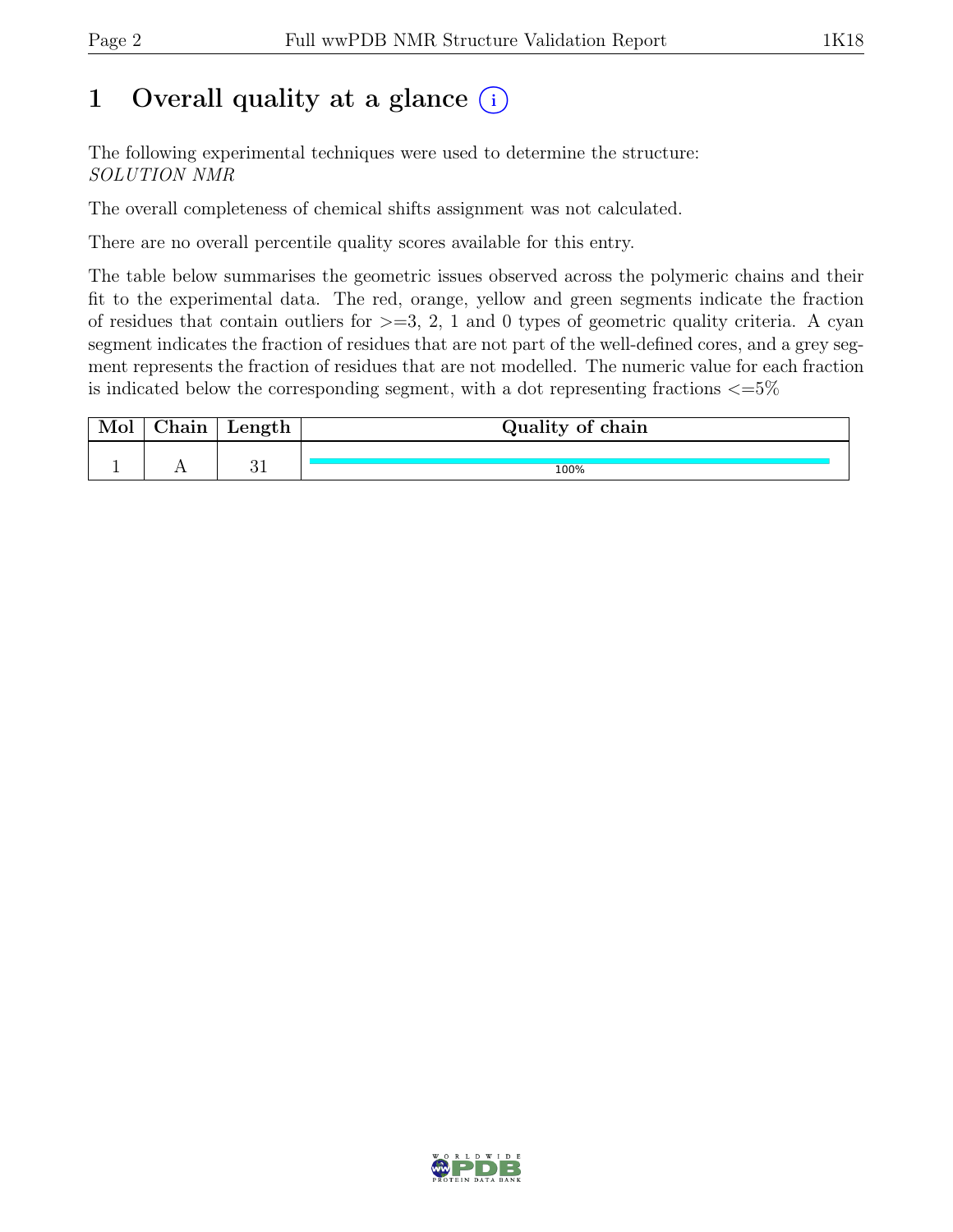# 1 Overall quality at a glance (i)

The following experimental techniques were used to determine the structure:
*SOLUTION NMR*

The overall completeness of chemical shifts assignment was not calculated.

There are no overall percentile quality scores available for this entry.

The table below summarises the geometric issues observed across the polymeric chains and their fit to the experimental data. The red, orange, yellow and green segments indicate the fraction of residues that contain outliers for >=3, 2, 1 and 0 types of geometric quality criteria. A cyan segment indicates the fraction of residues that are not part of the well-defined cores, and a grey segment represents the fraction of residues that are not modelled. The numeric value for each fraction is indicated below the corresponding segment, with a dot representing fractions <=5%

| Mol | Chain | Length | Quality of chain |
|---|---|---|---|
| 1 | A | 31 | 100% |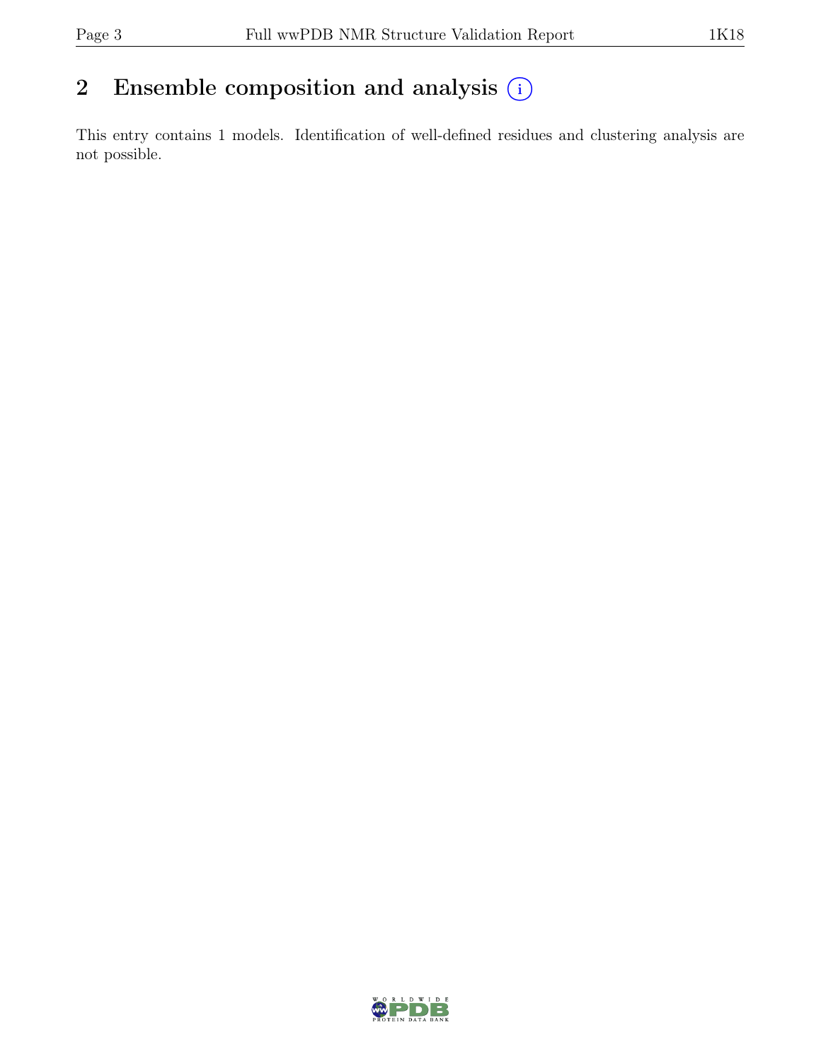# 2 Ensemble composition and analysis

This entry contains 1 models. Identification of well-defined residues and clustering analysis are not possible.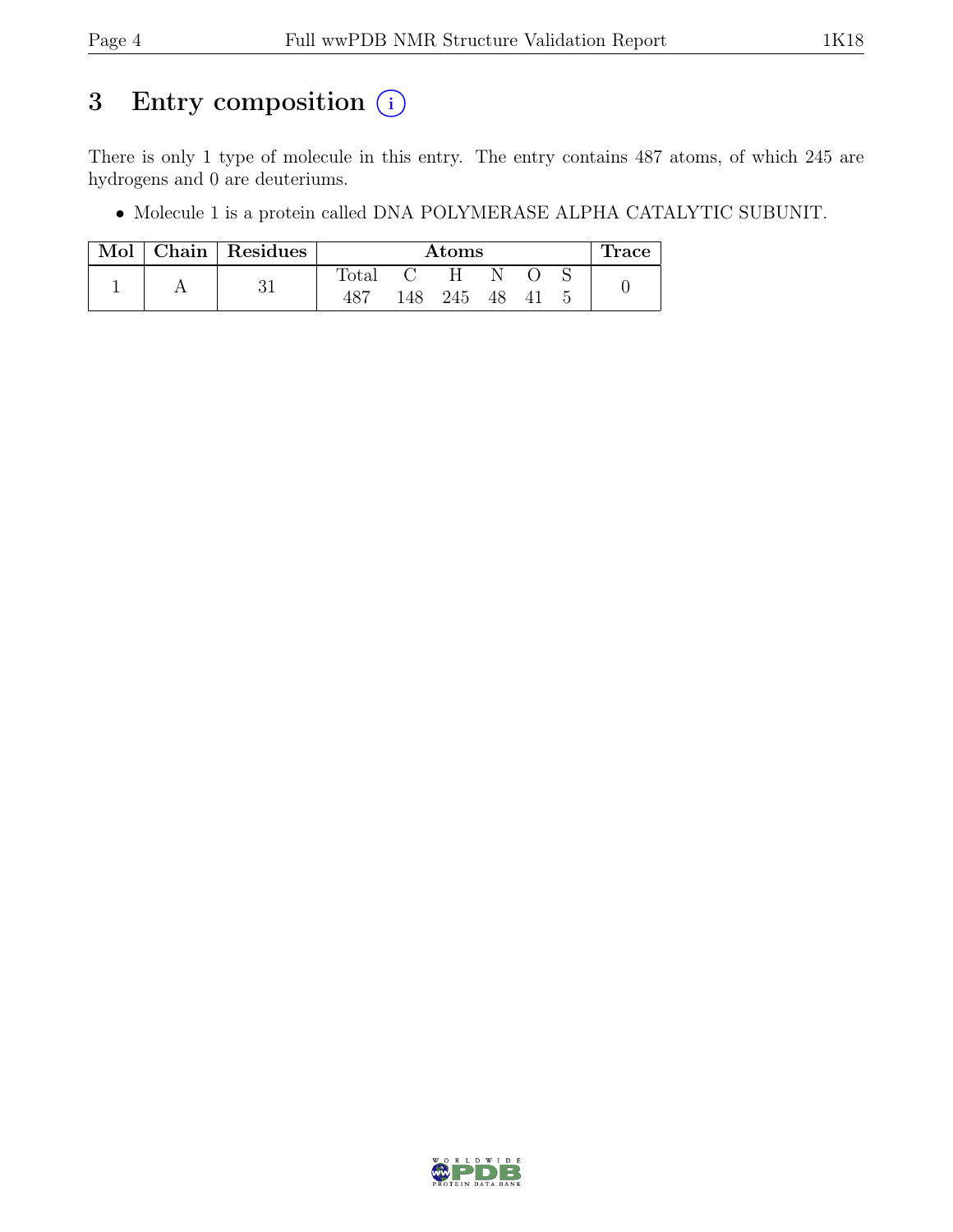# 3 Entry composition (i)

There is only 1 type of molecule in this entry. The entry contains 487 atoms, of which 245 are hydrogens and 0 are deuteriums.

- Molecule 1 is a protein called DNA POLYMERASE ALPHA CATALYTIC SUBUNIT.

| Mol | Chain | Residues | Atoms | | | | | | Trace |
|---|---|---|---|---|---|---|---|---|---|
| | | | Total | C | H | N | O | S | |
| 1 | A | 31 | 487 | 148 | 245 | 48 | 41 | 5 | 0 |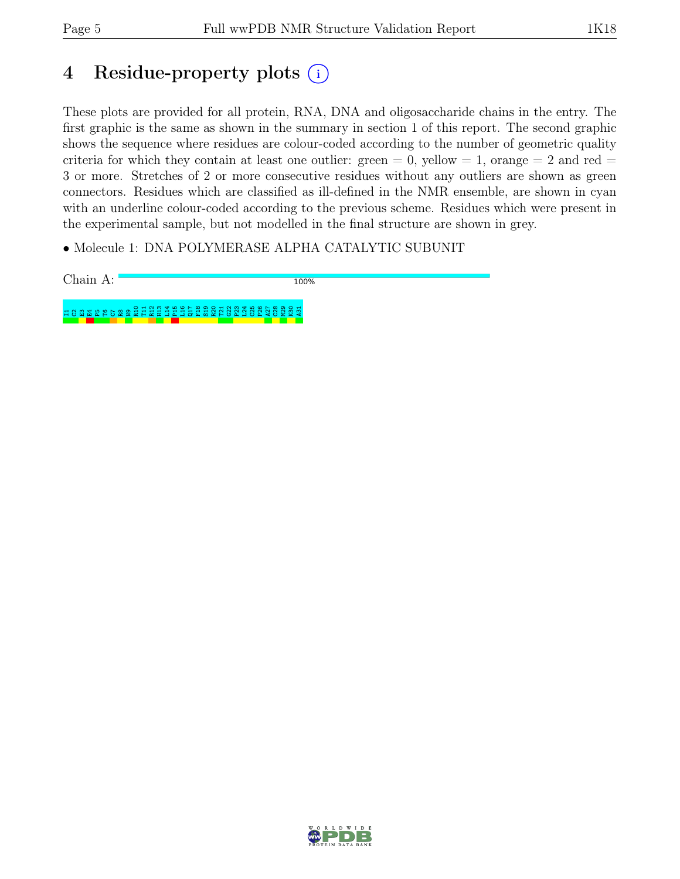# 4 Residue-property plots (i)

These plots are provided for all protein, RNA, DNA and oligosaccharide chains in the entry. The first graphic is the same as shown in the summary in section 1 of this report. The second graphic shows the sequence where residues are colour-coded according to the number of geometric quality criteria for which they contain at least one outlier: green = 0, yellow = 1, orange = 2 and red = 3 or more. Stretches of 2 or more consecutive residues without any outliers are shown as green connectors. Residues which are classified as ill-defined in the NMR ensemble, are shown in cyan with an underline colour-coded according to the previous scheme. Residues which were present in the experimental sample, but not modelled in the final structure are shown in grey.

- Molecule 1: DNA POLYMERASE ALPHA CATALYTIC SUBUNIT

Chain A: 100%

I1 C2 E3 E4 P5 T6 C7 R8 N9 R10 T11 R12 H13 L14 P15 L16 Q17 F18 S19 R20 T21 G22 P23 L24 C25 P26 A27 C28 M29 K30 A31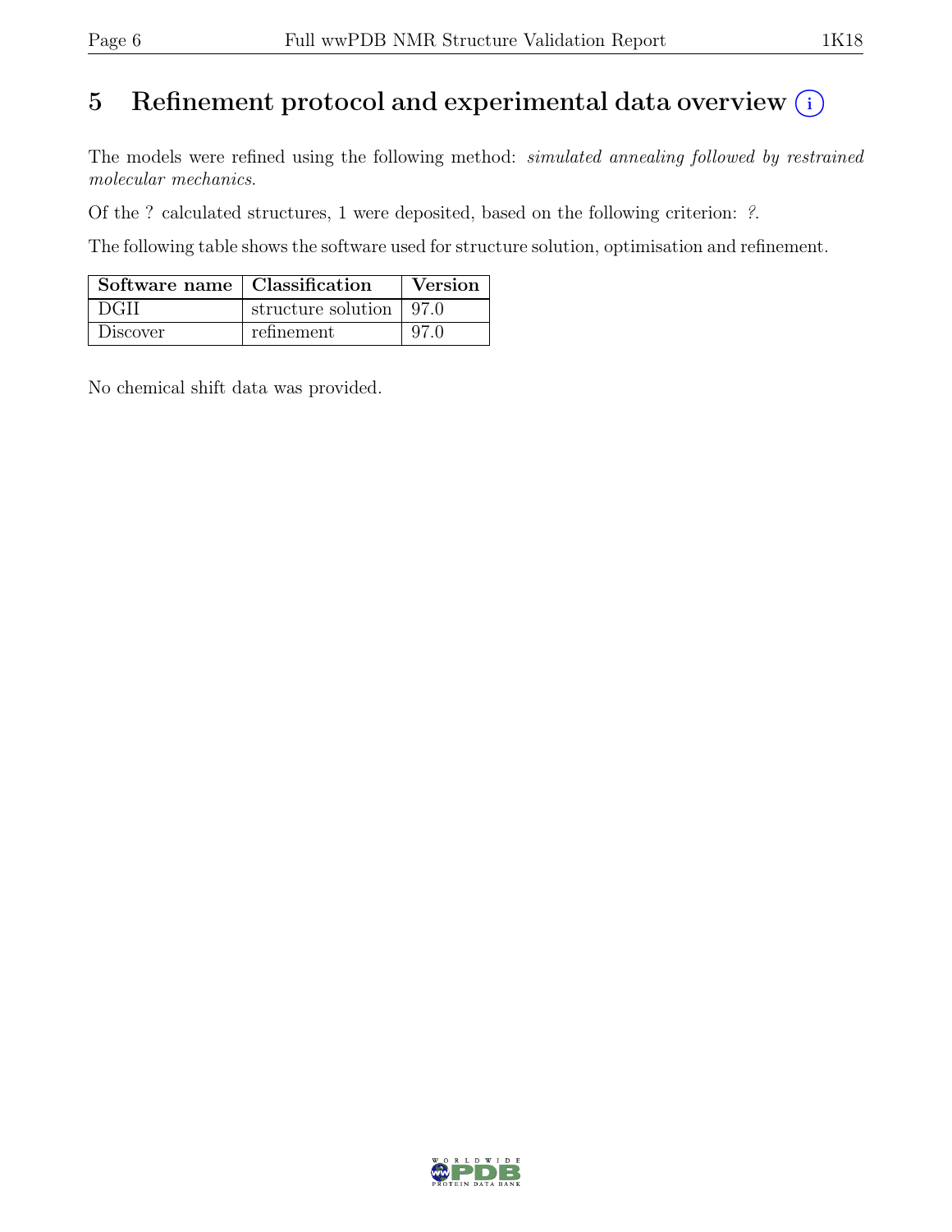# 5 Refinement protocol and experimental data overview (i)

The models were refined using the following method: *simulated annealing followed by restrained molecular mechanics*.

Of the ? calculated structures, 1 were deposited, based on the following criterion: *?*.

The following table shows the software used for structure solution, optimisation and refinement.

| Software name | Classification | Version |
|---|---|---|
| DGII | structure solution | 97.0 |
| Discover | refinement | 97.0 |

No chemical shift data was provided.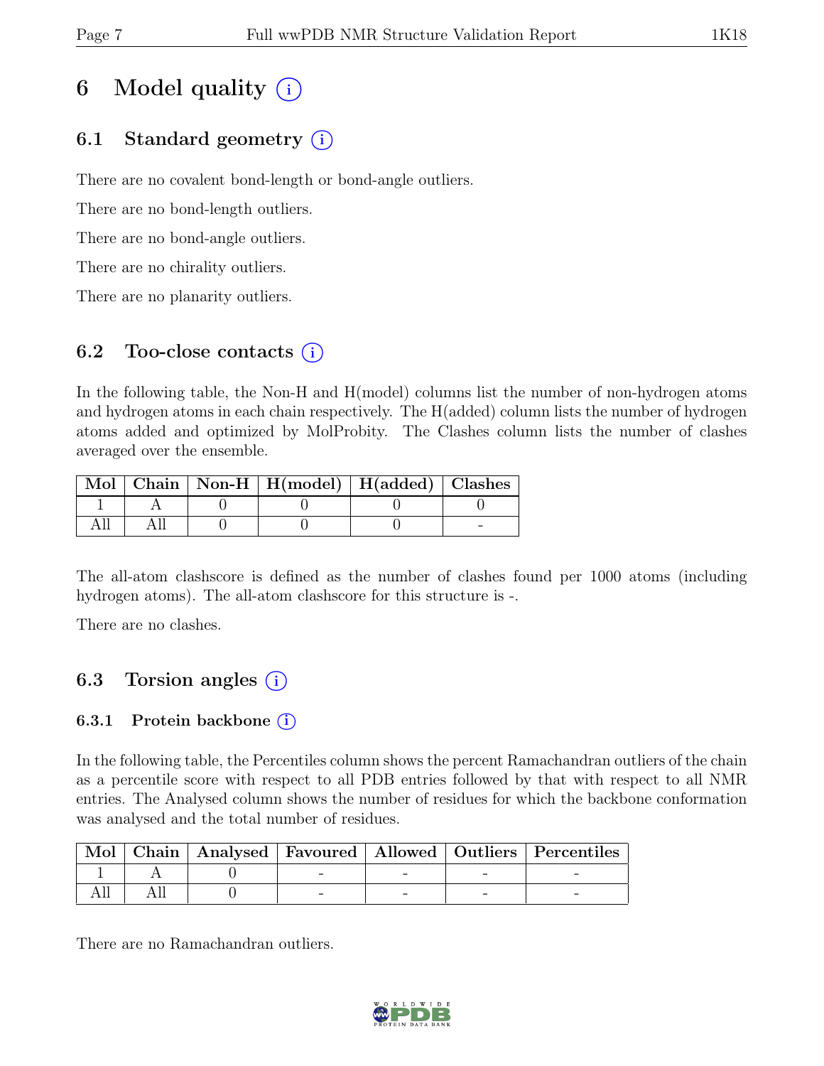# 6 Model quality (i)

## 6.1 Standard geometry (i)

There are no covalent bond-length or bond-angle outliers.

There are no bond-length outliers.

There are no bond-angle outliers.

There are no chirality outliers.

There are no planarity outliers.

## 6.2 Too-close contacts (i)

In the following table, the Non-H and H(model) columns list the number of non-hydrogen atoms and hydrogen atoms in each chain respectively. The H(added) column lists the number of hydrogen atoms added and optimized by MolProbity. The Clashes column lists the number of clashes averaged over the ensemble.

| Mol | Chain | Non-H | H(model) | H(added) | Clashes |
|---|---|---|---|---|---|
| 1 | A | 0 | 0 | 0 | 0 |
| All | All | 0 | 0 | 0 | - |

The all-atom clashscore is defined as the number of clashes found per 1000 atoms (including hydrogen atoms). The all-atom clashscore for this structure is -.

There are no clashes.

## 6.3 Torsion angles (i)

### 6.3.1 Protein backbone (i)

In the following table, the Percentiles column shows the percent Ramachandran outliers of the chain as a percentile score with respect to all PDB entries followed by that with respect to all NMR entries. The Analysed column shows the number of residues for which the backbone conformation was analysed and the total number of residues.

| Mol | Chain | Analysed | Favoured | Allowed | Outliers | Percentiles |
|---|---|---|---|---|---|---|
| 1 | A | 0 | - | - | - | - |
| All | All | 0 | - | - | - | - |

There are no Ramachandran outliers.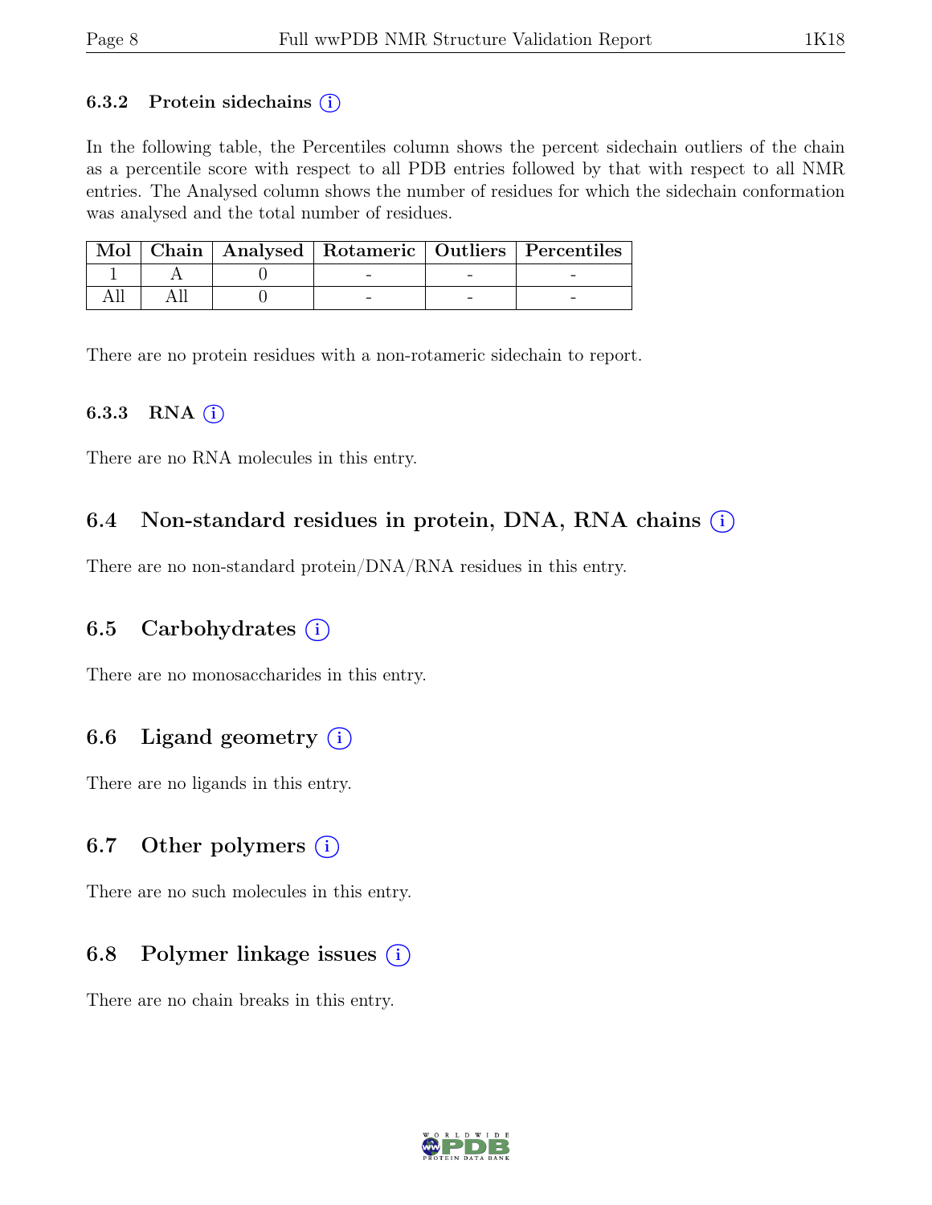### 6.3.2 Protein sidechains (i)

In the following table, the Percentiles column shows the percent sidechain outliers of the chain as a percentile score with respect to all PDB entries followed by that with respect to all NMR entries. The Analysed column shows the number of residues for which the sidechain conformation was analysed and the total number of residues.

| Mol | Chain | Analysed | Rotameric | Outliers | Percentiles |
|---|---|---|---|---|---|
| 1 | A | 0 | - | - | - |
| All | All | 0 | - | - | - |

There are no protein residues with a non-rotameric sidechain to report.

### 6.3.3 RNA (i)

There are no RNA molecules in this entry.

## 6.4 Non-standard residues in protein, DNA, RNA chains (i)

There are no non-standard protein/DNA/RNA residues in this entry.

## 6.5 Carbohydrates (i)

There are no monosaccharides in this entry.

## 6.6 Ligand geometry (i)

There are no ligands in this entry.

## 6.7 Other polymers (i)

There are no such molecules in this entry.

## 6.8 Polymer linkage issues (i)

There are no chain breaks in this entry.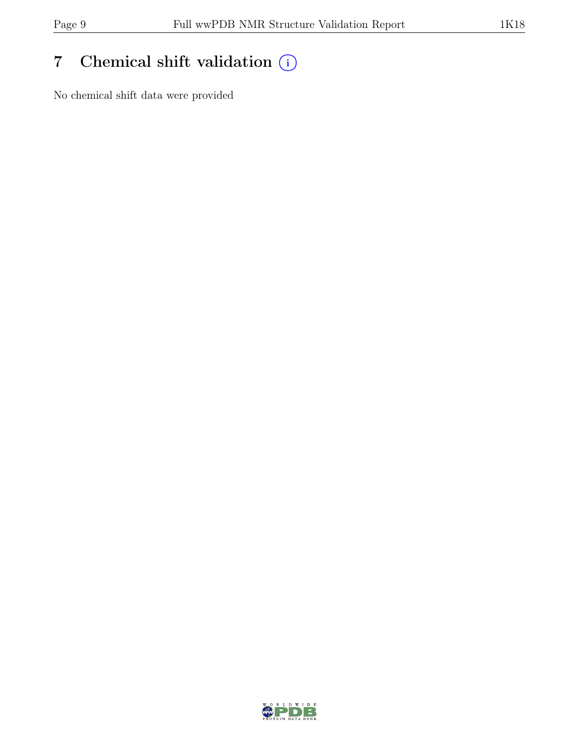# 7 Chemical shift validation

No chemical shift data were provided